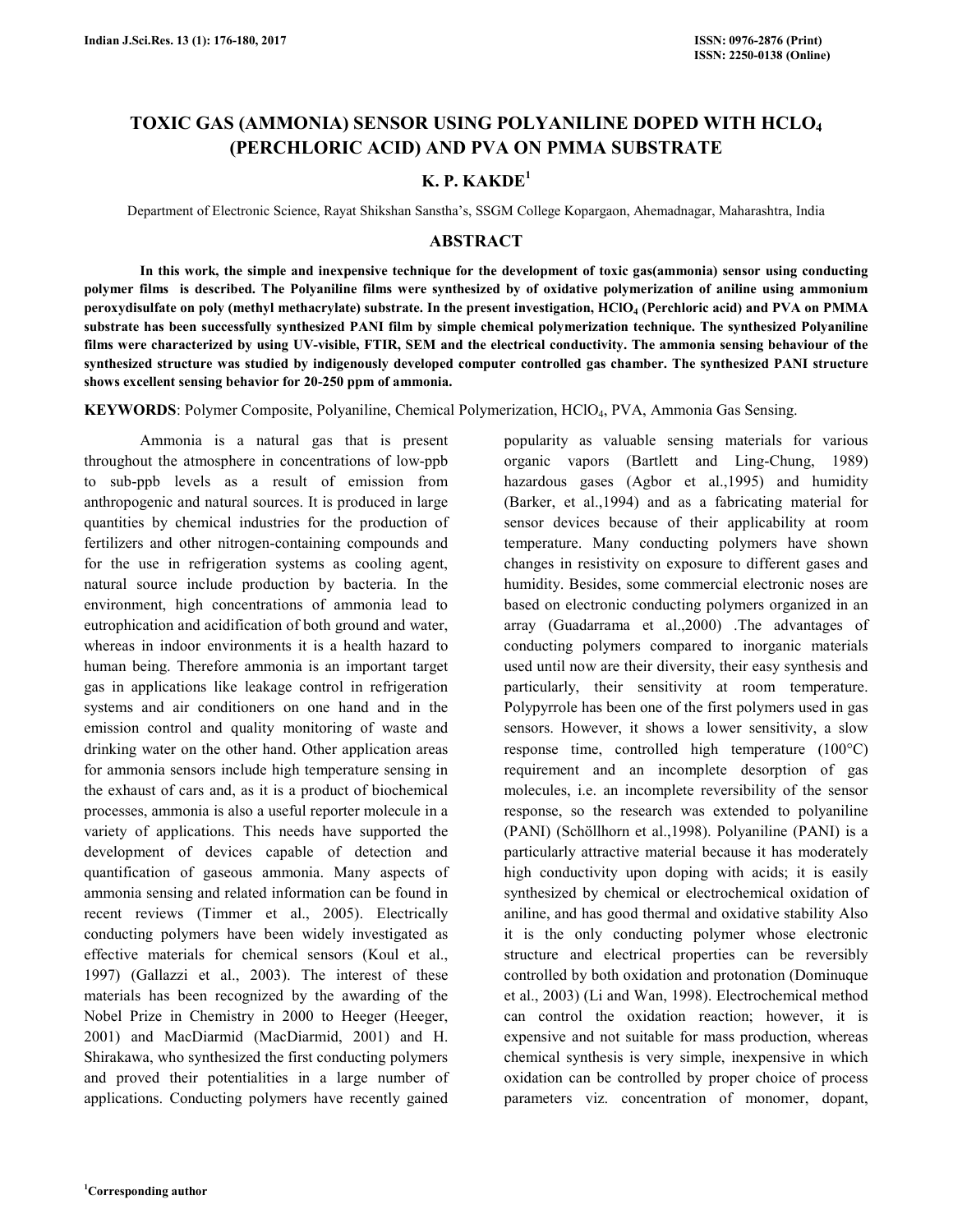# TOXIC GAS (AMMONIA) SENSOR USING POLYANILINE DOPED WITH $HClO_4$ (PERCHLORIC ACID) AND PVA ON PMMA SUBSTRATE

**K. P. KAKDE[1]**

Department of Electronic Science, Rayat Shikshan Sanstha's, SSGM College Kopargaon, Ahemadnagar, Maharashtra, India

## ABSTRACT

**In this work, the simple and inexpensive technique for the development of toxic gas(ammonia) sensor using conducting polymer films is described. The Polyaniline films were synthesized by of oxidative polymerization of aniline using ammonium peroxydisulfate on poly (methyl methacrylate) substrate. In the present investigation, $HClO_4$ (Perchloric acid) and PVA on PMMA substrate has been successfully synthesized PANI film by simple chemical polymerization technique. The synthesized Polyaniline films were characterized by using UV-visible, FTIR, SEM and the electrical conductivity. The ammonia sensing behaviour of the synthesized structure was studied by indigenously developed computer controlled gas chamber. The synthesized PANI structure shows excellent sensing behavior for 20-250 ppm of ammonia.**

**KEYWORDS**: Polymer Composite, Polyaniline, Chemical Polymerization, $HClO_4$, PVA, Ammonia Gas Sensing.

Ammonia is a natural gas that is present throughout the atmosphere in concentrations of low-ppb to sub-ppb levels as a result of emission from anthropogenic and natural sources. It is produced in large quantities by chemical industries for the production of fertilizers and other nitrogen-containing compounds and for the use in refrigeration systems as cooling agent, natural source include production by bacteria. In the environment, high concentrations of ammonia lead to eutrophication and acidification of both ground and water, whereas in indoor environments it is a health hazard to human being. Therefore ammonia is an important target gas in applications like leakage control in refrigeration systems and air conditioners on one hand and in the emission control and quality monitoring of waste and drinking water on the other hand. Other application areas for ammonia sensors include high temperature sensing in the exhaust of cars and, as it is a product of biochemical processes, ammonia is also a useful reporter molecule in a variety of applications. This needs have supported the development of devices capable of detection and quantification of gaseous ammonia. Many aspects of ammonia sensing and related information can be found in recent reviews (Timmer et al., 2005). Electrically conducting polymers have been widely investigated as effective materials for chemical sensors (Koul et al., 1997) (Gallazzi et al., 2003). The interest of these materials has been recognized by the awarding of the Nobel Prize in Chemistry in 2000 to Heeger (Heeger, 2001) and MacDiarmid (MacDiarmid, 2001) and H. Shirakawa, who synthesized the first conducting polymers and proved their potentialities in a large number of applications. Conducting polymers have recently gained popularity as valuable sensing materials for various organic vapors (Bartlett and Ling-Chung, 1989) hazardous gases (Agbor et al.,1995) and humidity (Barker, et al.,1994) and as a fabricating material for sensor devices because of their applicability at room temperature. Many conducting polymers have shown changes in resistivity on exposure to different gases and humidity. Besides, some commercial electronic noses are based on electronic conducting polymers organized in an array (Guadarrama et al.,2000) .The advantages of conducting polymers compared to inorganic materials used until now are their diversity, their easy synthesis and particularly, their sensitivity at room temperature. Polypyrrole has been one of the first polymers used in gas sensors. However, it shows a lower sensitivity, a slow response time, controlled high temperature (100°C) requirement and an incomplete desorption of gas molecules, i.e. an incomplete reversibility of the sensor response, so the research was extended to polyaniline (PANI) (Schöllhorn et al.,1998). Polyaniline (PANI) is a particularly attractive material because it has moderately high conductivity upon doping with acids; it is easily synthesized by chemical or electrochemical oxidation of aniline, and has good thermal and oxidative stability Also it is the only conducting polymer whose electronic structure and electrical properties can be reversibly controlled by both oxidation and protonation (Dominuque et al., 2003) (Li and Wan, 1998). Electrochemical method can control the oxidation reaction; however, it is expensive and not suitable for mass production, whereas chemical synthesis is very simple, inexpensive in which oxidation can be controlled by proper choice of process parameters viz. concentration of monomer, dopant,

[1]Corresponding author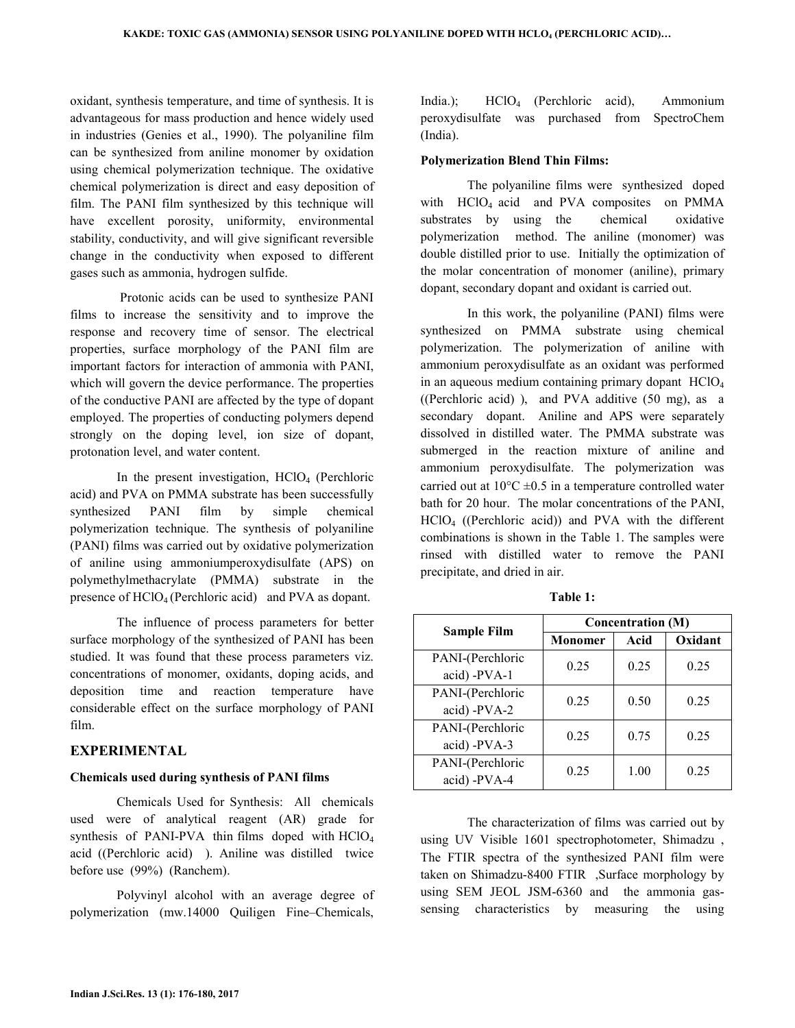oxidant, synthesis temperature, and time of synthesis. It is advantageous for mass production and hence widely used in industries (Genies et al., 1990). The polyaniline film can be synthesized from aniline monomer by oxidation using chemical polymerization technique. The oxidative chemical polymerization is direct and easy deposition of film. The PANI film synthesized by this technique will have excellent porosity, uniformity, environmental stability, conductivity, and will give significant reversible change in the conductivity when exposed to different gases such as ammonia, hydrogen sulfide.

Protonic acids can be used to synthesize PANI films to increase the sensitivity and to improve the response and recovery time of sensor. The electrical properties, surface morphology of the PANI film are important factors for interaction of ammonia with PANI, which will govern the device performance. The properties of the conductive PANI are affected by the type of dopant employed. The properties of conducting polymers depend strongly on the doping level, ion size of dopant, protonation level, and water content.

In the present investigation, $HClO_4$ (Perchloric acid) and PVA on PMMA substrate has been successfully synthesized PANI film by simple chemical polymerization technique. The synthesis of polyaniline (PANI) films was carried out by oxidative polymerization of aniline using ammoniumperoxydisulfate (APS) on polymethylmethacrylate (PMMA) substrate in the presence of $HClO_4$ (Perchloric acid) and PVA as dopant.

The influence of process parameters for better surface morphology of the synthesized of PANI has been studied. It was found that these process parameters viz. concentrations of monomer, oxidants, doping acids, and deposition time and reaction temperature have considerable effect on the surface morphology of PANI film.

## EXPERIMENTAL

### Chemicals used during synthesis of PANI films

Chemicals Used for Synthesis: All chemicals used were of analytical reagent (AR) grade for synthesis of PANI-PVA thin films doped with $HClO_4$ acid ((Perchloric acid) ). Aniline was distilled twice before use (99%) (Ranchem).

Polyvinyl alcohol with an average degree of polymerization (mw.14000 Quiligen Fine–Chemicals, India.); $HClO_4$ (Perchloric acid), Ammonium peroxydisulfate was purchased from SpectroChem (India).

### Polymerization Blend Thin Films:

The polyaniline films were synthesized doped with $HClO_4$ acid and PVA composites on PMMA substrates by using the chemical oxidative polymerization method. The aniline (monomer) was double distilled prior to use. Initially the optimization of the molar concentration of monomer (aniline), primary dopant, secondary dopant and oxidant is carried out.

In this work, the polyaniline (PANI) films were synthesized on PMMA substrate using chemical polymerization. The polymerization of aniline with ammonium peroxydisulfate as an oxidant was performed in an aqueous medium containing primary dopant $HClO_4$ ((Perchloric acid) ), and PVA additive (50 mg), as a secondary dopant. Aniline and APS were separately dissolved in distilled water. The PMMA substrate was submerged in the reaction mixture of aniline and ammonium peroxydisulfate. The polymerization was carried out at 10°C ±0.5 in a temperature controlled water bath for 20 hour. The molar concentrations of the PANI, $HClO_4$ ((Perchloric acid)) and PVA with the different combinations is shown in the Table 1. The samples were rinsed with distilled water to remove the PANI precipitate, and dried in air.

**Table 1:**

| Sample Film | Concentration (M) | | |
|---|---|---|---|
| | Monomer | Acid | Oxidant |
| PANI-(Perchloric acid) -PVA-1 | 0.25 | 0.25 | 0.25 |
| PANI-(Perchloric acid) -PVA-2 | 0.25 | 0.50 | 0.25 |
| PANI-(Perchloric acid) -PVA-3 | 0.25 | 0.75 | 0.25 |
| PANI-(Perchloric acid) -PVA-4 | 0.25 | 1.00 | 0.25 |

The characterization of films was carried out by using UV Visible 1601 spectrophotometer, Shimadzu , The FTIR spectra of the synthesized PANI film were taken on Shimadzu-8400 FTIR ,Surface morphology by using SEM JEOL JSM-6360 and the ammonia gas-sensing characteristics by measuring the using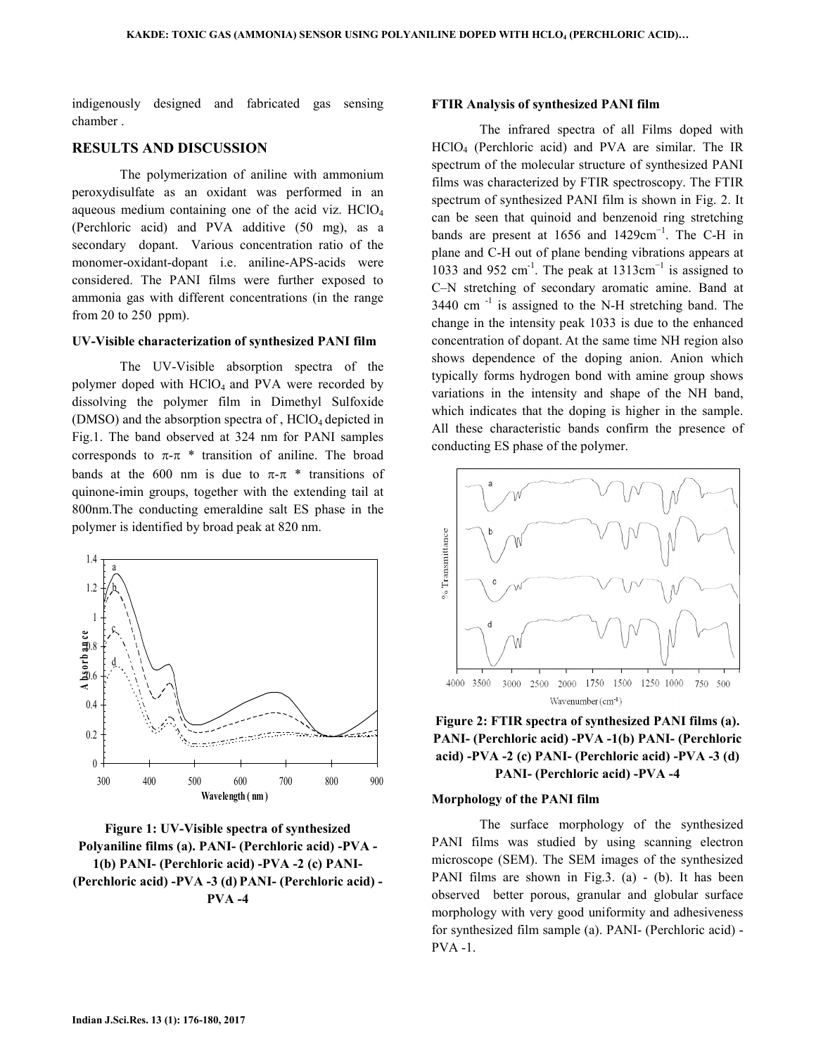indigenously designed and fabricated gas sensing chamber .

## RESULTS AND DISCUSSION

The polymerization of aniline with ammonium peroxydisulfate as an oxidant was performed in an aqueous medium containing one of the acid viz. $HClO_4$ (Perchloric acid) and PVA additive (50 mg), as a secondary dopant. Various concentration ratio of the monomer-oxidant-dopant i.e. aniline-APS-acids were considered. The PANI films were further exposed to ammonia gas with different concentrations (in the range from 20 to 250 ppm).

### UV-Visible characterization of synthesized PANI film

The UV-Visible absorption spectra of the polymer doped with $HClO_4$ and PVA were recorded by dissolving the polymer film in Dimethyl Sulfoxide (DMSO) and the absorption spectra of , $HClO_4$ depicted in Fig.1. The band observed at 324 nm for PANI samples corresponds to $\pi$-$\pi$ * transition of aniline. The broad bands at the 600 nm is due to $\pi$-$\pi$ * transitions of quinone-imin groups, together with the extending tail at 800nm.The conducting emeraldine salt ES phase in the polymer is identified by broad peak at 820 nm.

**Figure 1: UV-Visible spectra of synthesized Polyaniline films (a). PANI- (Perchloric acid) -PVA -1(b) PANI- (Perchloric acid) -PVA -2 (c) PANI- (Perchloric acid) -PVA -3 (d) PANI- (Perchloric acid) -PVA -4**

### FTIR Analysis of synthesized PANI film

The infrared spectra of all Films doped with $HClO_4$ (Perchloric acid) and PVA are similar. The IR spectrum of the molecular structure of synthesized PANI films was characterized by FTIR spectroscopy. The FTIR spectrum of synthesized PANI film is shown in Fig. 2. It can be seen that quinoid and benzenoid ring stretching bands are present at 1656 and 1429$cm^{-1}$. The C-H in plane and C-H out of plane bending vibrations appears at 1033 and 952 $cm^{-1}$. The peak at 1313$cm^{-1}$ is assigned to C–N stretching of secondary aromatic amine. Band at 3440 $cm^{-1}$ is assigned to the N-H stretching band. The change in the intensity peak 1033 is due to the enhanced concentration of dopant. At the same time NH region also shows dependence of the doping anion. Anion which typically forms hydrogen bond with amine group shows variations in the intensity and shape of the NH band, which indicates that the doping is higher in the sample. All these characteristic bands confirm the presence of conducting ES phase of the polymer.

**Figure 2: FTIR spectra of synthesized PANI films (a). PANI- (Perchloric acid) -PVA -1(b) PANI- (Perchloric acid) -PVA -2 (c) PANI- (Perchloric acid) -PVA -3 (d) PANI- (Perchloric acid) -PVA -4**

### Morphology of the PANI film

The surface morphology of the synthesized PANI films was studied by using scanning electron microscope (SEM). The SEM images of the synthesized PANI films are shown in Fig.3. (a) - (b). It has been observed better porous, granular and globular surface morphology with very good uniformity and adhesiveness for synthesized film sample (a). PANI- (Perchloric acid) -PVA -1.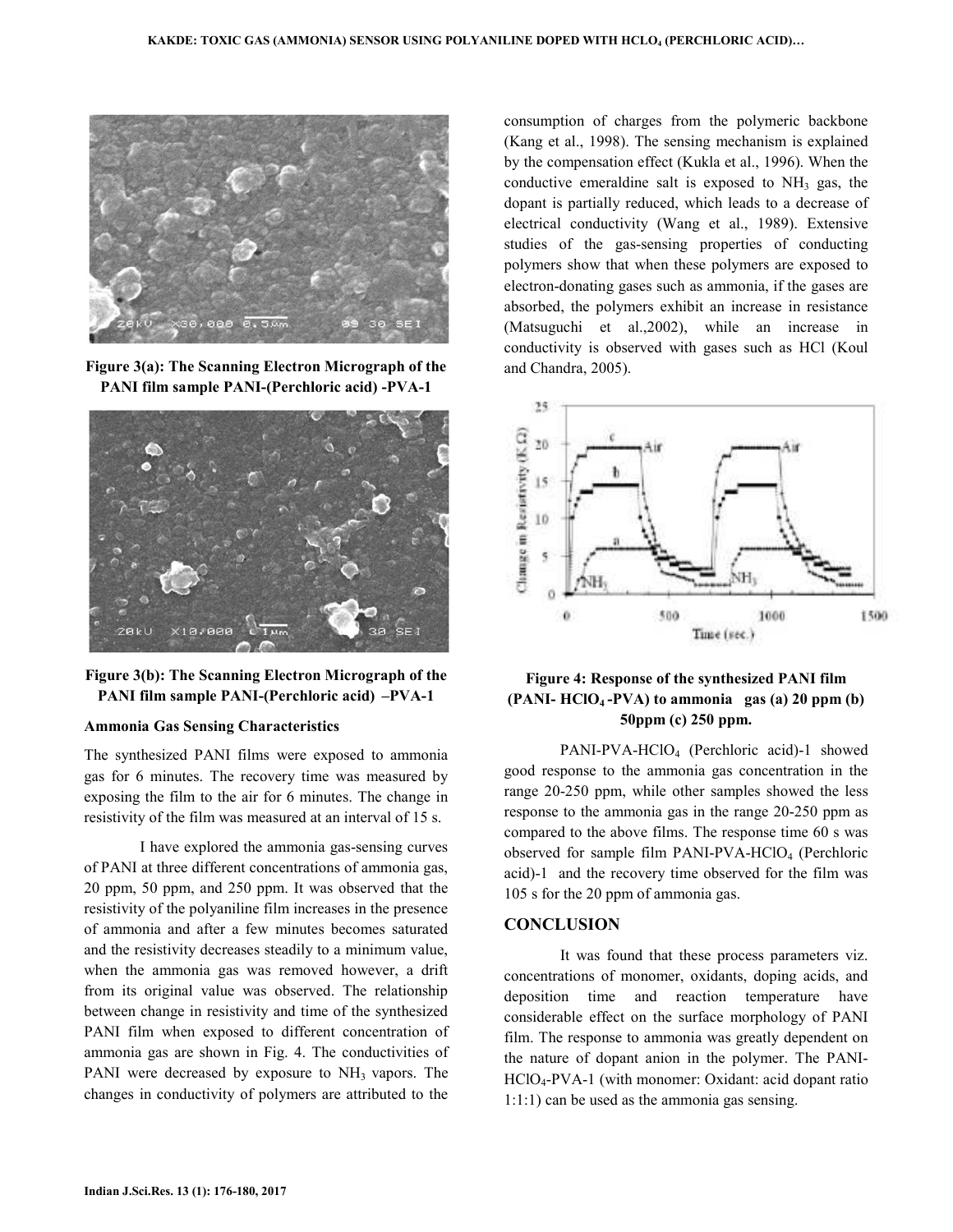Figure 3(a): The Scanning Electron Micrograph of the PANI film sample PANI-(Perchloric acid) -PVA-1

Figure 3(b): The Scanning Electron Micrograph of the PANI film sample PANI-(Perchloric acid) –PVA-1

### Ammonia Gas Sensing Characteristics

The synthesized PANI films were exposed to ammonia gas for 6 minutes. The recovery time was measured by exposing the film to the air for 6 minutes. The change in resistivity of the film was measured at an interval of 15 s.

I have explored the ammonia gas-sensing curves of PANI at three different concentrations of ammonia gas, 20 ppm, 50 ppm, and 250 ppm. It was observed that the resistivity of the polyaniline film increases in the presence of ammonia and after a few minutes becomes saturated and the resistivity decreases steadily to a minimum value, when the ammonia gas was removed however, a drift from its original value was observed. The relationship between change in resistivity and time of the synthesized PANI film when exposed to different concentration of ammonia gas are shown in Fig. 4. The conductivities of PANI were decreased by exposure to $NH_3$ vapors. The changes in conductivity of polymers are attributed to the consumption of charges from the polymeric backbone (Kang et al., 1998). The sensing mechanism is explained by the compensation effect (Kukla et al., 1996). When the conductive emeraldine salt is exposed to $NH_3$ gas, the dopant is partially reduced, which leads to a decrease of electrical conductivity (Wang et al., 1989). Extensive studies of the gas-sensing properties of conducting polymers show that when these polymers are exposed to electron-donating gases such as ammonia, if the gases are absorbed, the polymers exhibit an increase in resistance (Matsuguchi et al.,2002), while an increase in conductivity is observed with gases such as HCl (Koul and Chandra, 2005).

Figure 4: Response of the synthesized PANI film (PANI- $HClO_4$ -PVA) to ammonia gas (a) 20 ppm (b) 50ppm (c) 250 ppm.

PANI-PVA-$HClO_4$ (Perchloric acid)-1 showed good response to the ammonia gas concentration in the range 20-250 ppm, while other samples showed the less response to the ammonia gas in the range 20-250 ppm as compared to the above films. The response time 60 s was observed for sample film PANI-PVA-$HClO_4$ (Perchloric acid)-1 and the recovery time observed for the film was 105 s for the 20 ppm of ammonia gas.

## CONCLUSION

It was found that these process parameters viz. concentrations of monomer, oxidants, doping acids, and deposition time and reaction temperature have considerable effect on the surface morphology of PANI film. The response to ammonia was greatly dependent on the nature of dopant anion in the polymer. The PANI-$HClO_4$-PVA-1 (with monomer: Oxidant: acid dopant ratio 1:1:1) can be used as the ammonia gas sensing.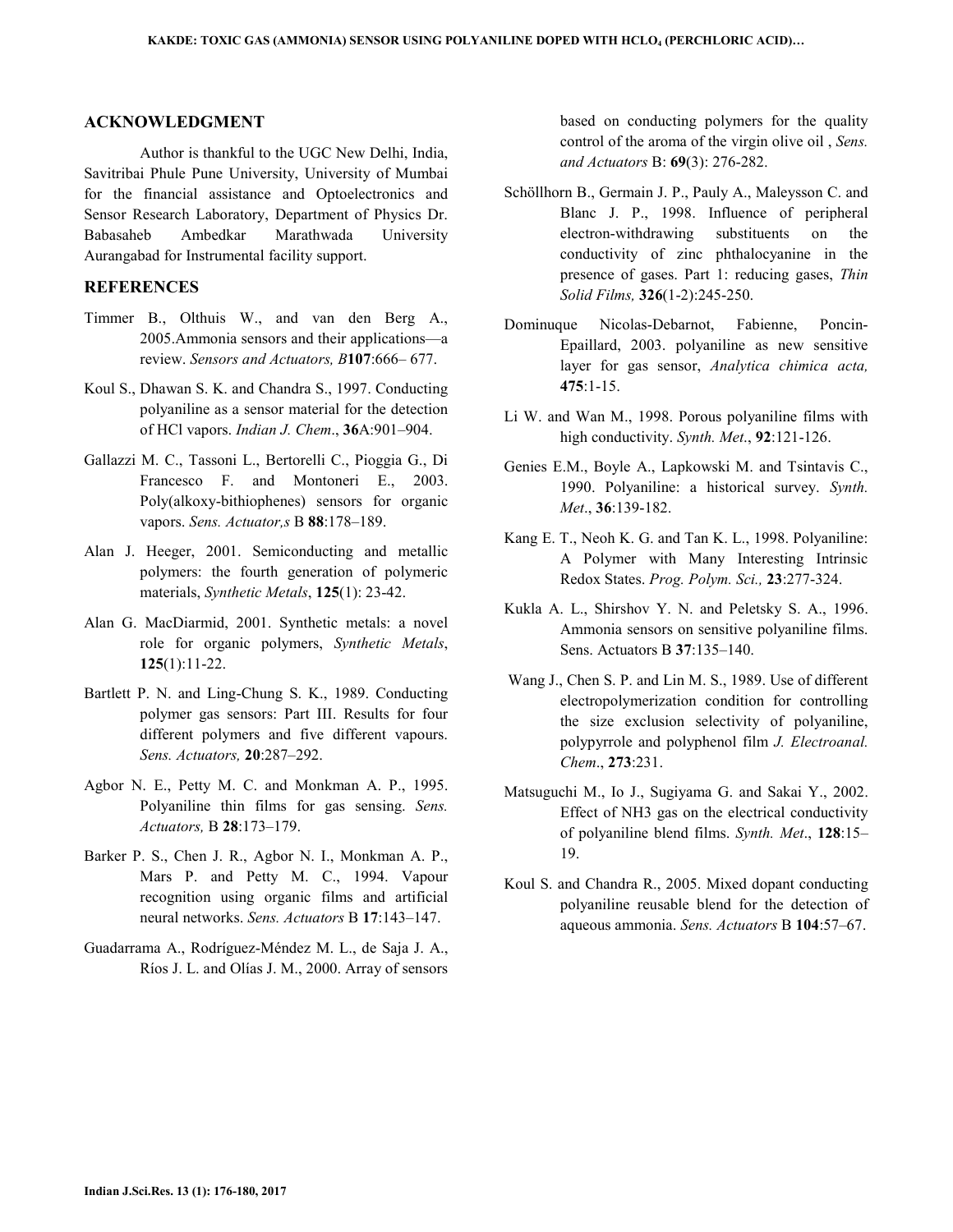## ACKNOWLEDGMENT

Author is thankful to the UGC New Delhi, India, Savitribai Phule Pune University, University of Mumbai for the financial assistance and Optoelectronics and Sensor Research Laboratory, Department of Physics Dr. Babasaheb Ambedkar Marathwada University Aurangabad for Instrumental facility support.

## REFERENCES

Timmer B., Olthuis W., and van den Berg A., 2005.Ammonia sensors and their applications—a review. *Sensors and Actuators, B***107**:666– 677.

Koul S., Dhawan S. K. and Chandra S., 1997. Conducting polyaniline as a sensor material for the detection of HCl vapors. *Indian J. Chem*., **36**A:901–904.

Gallazzi M. C., Tassoni L., Bertorelli C., Pioggia G., Di Francesco F. and Montoneri E., 2003. Poly(alkoxy-bithiophenes) sensors for organic vapors. *Sens. Actuator,s* B **88**:178–189.

Alan J. Heeger, 2001. Semiconducting and metallic polymers: the fourth generation of polymeric materials, *Synthetic Metals*, **125**(1): 23-42.

Alan G. MacDiarmid, 2001. Synthetic metals: a novel role for organic polymers, *Synthetic Metals*, **125**(1):11-22.

Bartlett P. N. and Ling-Chung S. K., 1989. Conducting polymer gas sensors: Part III. Results for four different polymers and five different vapours. *Sens. Actuators,* **20**:287–292.

Agbor N. E., Petty M. C. and Monkman A. P., 1995. Polyaniline thin films for gas sensing. *Sens. Actuators,* B **28**:173–179.

Barker P. S., Chen J. R., Agbor N. I., Monkman A. P., Mars P. and Petty M. C., 1994. Vapour recognition using organic films and artificial neural networks. *Sens. Actuators* B **17**:143–147.

Guadarrama A., Rodríguez-Méndez M. L., de Saja J. A., Ríos J. L. and Olías J. M., 2000. Array of sensors based on conducting polymers for the quality control of the aroma of the virgin olive oil , *Sens. and Actuators* B: **69**(3): 276-282.

Schöllhorn B., Germain J. P., Pauly A., Maleysson C. and Blanc J. P., 1998. Influence of peripheral electron-withdrawing substituents on the conductivity of zinc phthalocyanine in the presence of gases. Part 1: reducing gases, *Thin Solid Films,* **326**(1-2):245-250.

Dominuque Nicolas-Debarnot, Fabienne, Poncin-Epaillard, 2003. polyaniline as new sensitive layer for gas sensor, *Analytica chimica acta,* **475**:1-15.

Li W. and Wan M., 1998. Porous polyaniline films with high conductivity. *Synth. Met*., **92**:121-126.

Genies E.M., Boyle A., Lapkowski M. and Tsintavis C., 1990. Polyaniline: a historical survey. *Synth. Met*., **36**:139-182.

Kang E. T., Neoh K. G. and Tan K. L., 1998. Polyaniline: A Polymer with Many Interesting Intrinsic Redox States. *Prog. Polym. Sci.,* **23**:277-324.

Kukla A. L., Shirshov Y. N. and Peletsky S. A., 1996. Ammonia sensors on sensitive polyaniline films. Sens. Actuators B **37**:135–140.

Wang J., Chen S. P. and Lin M. S., 1989. Use of different electropolymerization condition for controlling the size exclusion selectivity of polyaniline, polypyrrole and polyphenol film *J. Electroanal. Chem*., **273**:231.

Matsuguchi M., Io J., Sugiyama G. and Sakai Y., 2002. Effect of NH3 gas on the electrical conductivity of polyaniline blend films. *Synth. Met*., **128**:15–19.

Koul S. and Chandra R., 2005. Mixed dopant conducting polyaniline reusable blend for the detection of aqueous ammonia. *Sens. Actuators* B **104**:57–67.